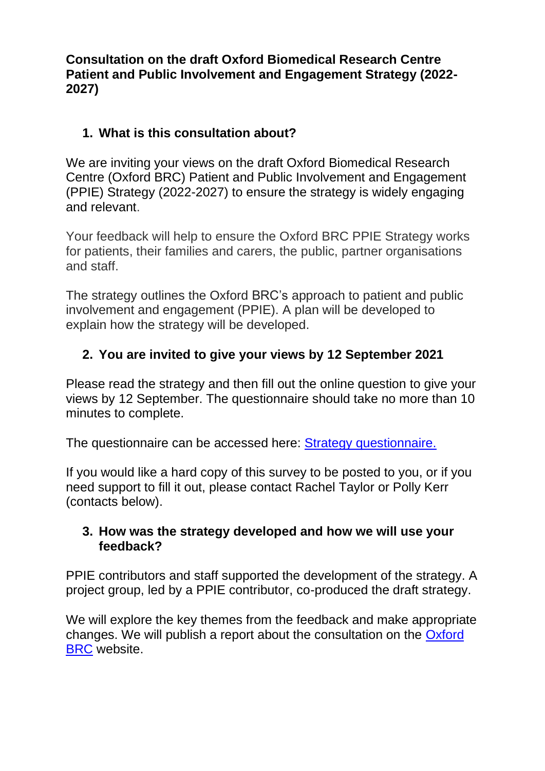**Consultation on the draft Oxford Biomedical Research Centre Patient and Public Involvement and Engagement Strategy (2022-2027)**

## 1. What is this consultation about?

We are inviting your views on the draft Oxford Biomedical Research Centre (Oxford BRC) Patient and Public Involvement and Engagement (PPIE) Strategy (2022-2027) to ensure the strategy is widely engaging and relevant.

Your feedback will help to ensure the Oxford BRC PPIE Strategy works for patients, their families and carers, the public, partner organisations and staff.

The strategy outlines the Oxford BRC's approach to patient and public involvement and engagement (PPIE). A plan will be developed to explain how the strategy will be developed.

## 2. You are invited to give your views by 12 September 2021

Please read the strategy and then fill out the online question to give your views by 12 September. The questionnaire should take no more than 10 minutes to complete.

The questionnaire can be accessed here: Strategy questionnaire.

If you would like a hard copy of this survey to be posted to you, or if you need support to fill it out, please contact Rachel Taylor or Polly Kerr (contacts below).

## 3. How was the strategy developed and how we will use your feedback?

PPIE contributors and staff supported the development of the strategy. A project group, led by a PPIE contributor, co-produced the draft strategy.

We will explore the key themes from the feedback and make appropriate changes. We will publish a report about the consultation on the Oxford BRC website.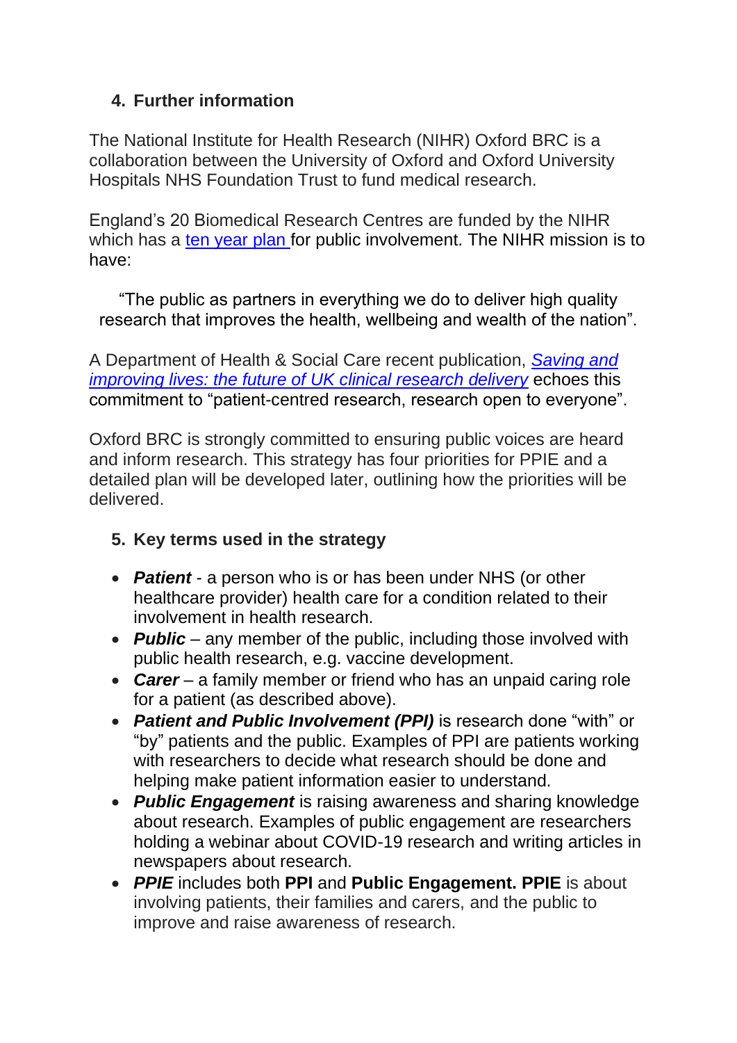## 4. Further information

The National Institute for Health Research (NIHR) Oxford BRC is a collaboration between the University of Oxford and Oxford University Hospitals NHS Foundation Trust to fund medical research.

England's 20 Biomedical Research Centres are funded by the NIHR which has a ten year plan for public involvement. The NIHR mission is to have:

> "The public as partners in everything we do to deliver high quality research that improves the health, wellbeing and wealth of the nation".

A Department of Health & Social Care recent publication, *Saving and improving lives: the future of UK clinical research delivery* echoes this commitment to "patient-centred research, research open to everyone".

Oxford BRC is strongly committed to ensuring public voices are heard and inform research. This strategy has four priorities for PPIE and a detailed plan will be developed later, outlining how the priorities will be delivered.

## 5. Key terms used in the strategy

- ***Patient*** - a person who is or has been under NHS (or other healthcare provider) health care for a condition related to their involvement in health research.
- ***Public*** – any member of the public, including those involved with public health research, e.g. vaccine development.
- ***Carer*** – a family member or friend who has an unpaid caring role for a patient (as described above).
- ***Patient and Public Involvement (PPI)*** is research done "with" or "by" patients and the public. Examples of PPI are patients working with researchers to decide what research should be done and helping make patient information easier to understand.
- ***Public Engagement*** is raising awareness and sharing knowledge about research. Examples of public engagement are researchers holding a webinar about COVID-19 research and writing articles in newspapers about research.
- ***PPIE*** includes both **PPI** and **Public Engagement. PPIE** is about involving patients, their families and carers, and the public to improve and raise awareness of research.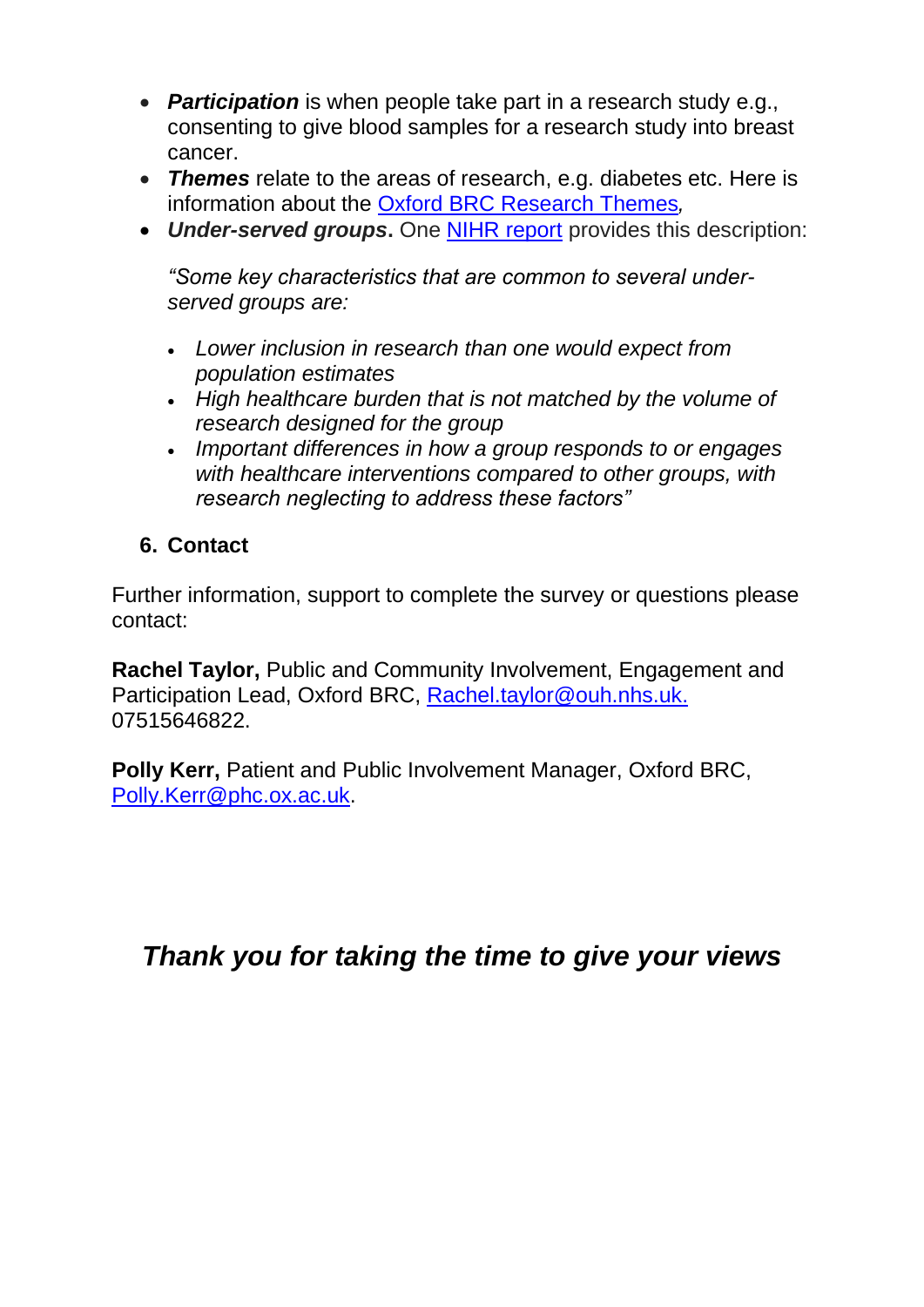- ***Participation*** is when people take part in a research study e.g., consenting to give blood samples for a research study into breast cancer.
- ***Themes*** relate to the areas of research, e.g. diabetes etc. Here is information about the [Oxford BRC Research Themes](),
- ***Under-served groups*****.** One [NIHR report]() provides this description:

  *"Some key characteristics that are common to several under-served groups are:*

  - *Lower inclusion in research than one would expect from population estimates*
  - *High healthcare burden that is not matched by the volume of research designed for the group*
  - *Important differences in how a group responds to or engages with healthcare interventions compared to other groups, with research neglecting to address these factors"*

## 6. Contact

Further information, support to complete the survey or questions please contact:

**Rachel Taylor,** Public and Community Involvement, Engagement and Participation Lead, Oxford BRC, [Rachel.taylor@ouh.nhs.uk.](mailto:Rachel.taylor@ouh.nhs.uk) 07515646822.

**Polly Kerr,** Patient and Public Involvement Manager, Oxford BRC, [Polly.Kerr@phc.ox.ac.uk](mailto:Polly.Kerr@phc.ox.ac.uk).

***Thank you for taking the time to give your views***